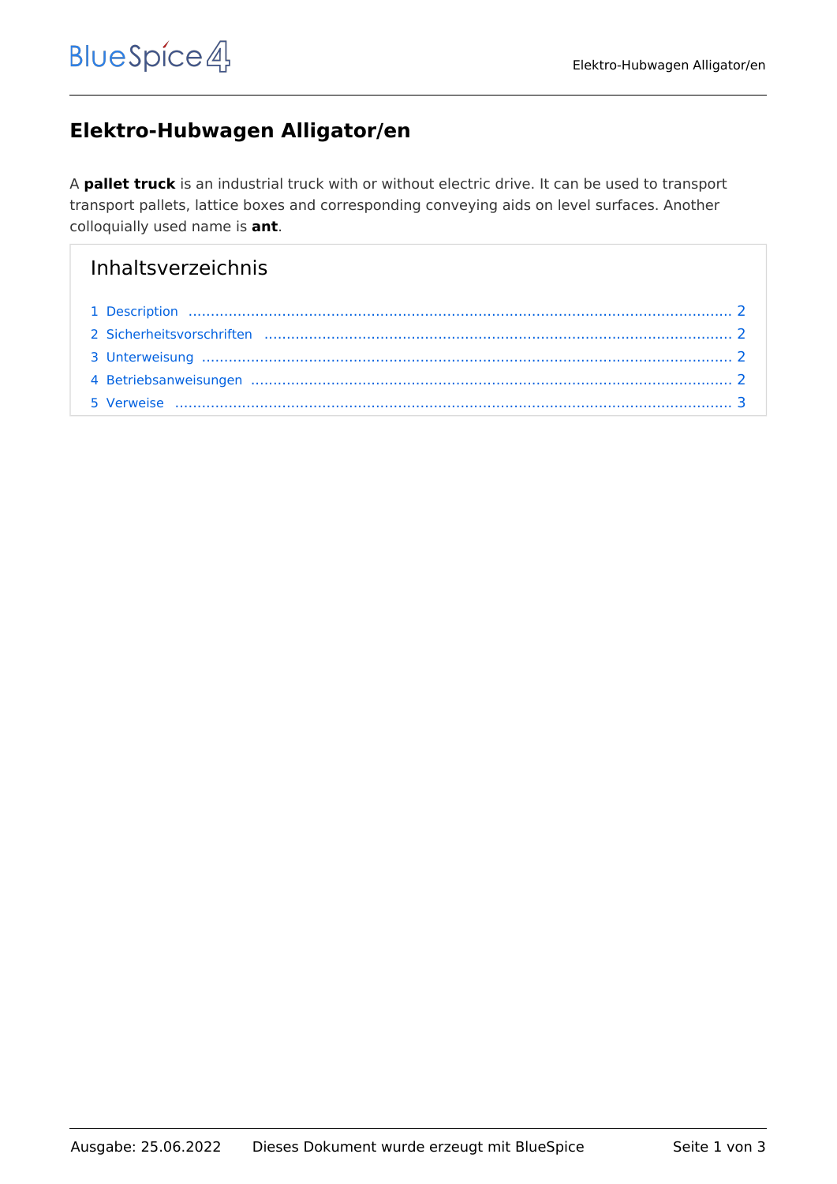# Elektro-Hubwagen Alligator/en

A **pallet truck** is an industrial truck with or without electric drive. It can be used to transport transport pallets, lattice boxes and corresponding conveying aids on level surfaces. Another colloquially used name is **ant**.

## Inhaltsverzeichnis

1 Description .......... 2
2 Sicherheitsvorschriften .......... 2
3 Unterweisung .......... 2
4 Betriebsanweisungen .......... 2
5 Verweise .......... 3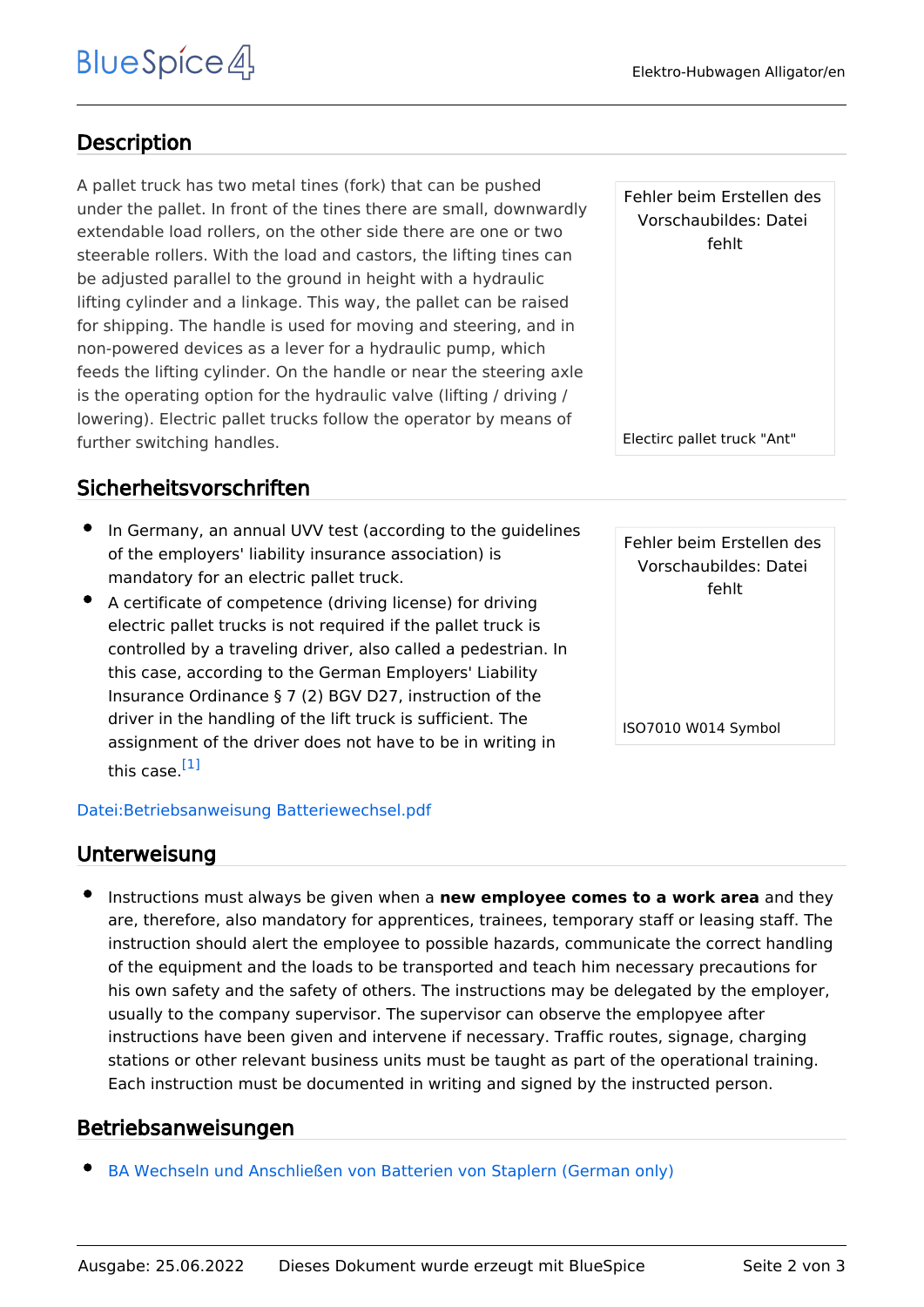## Description

A pallet truck has two metal tines (fork) that can be pushed under the pallet. In front of the tines there are small, downwardly extendable load rollers, on the other side there are one or two steerable rollers. With the load and castors, the lifting tines can be adjusted parallel to the ground in height with a hydraulic lifting cylinder and a linkage. This way, the pallet can be raised for shipping. The handle is used for moving and steering, and in non-powered devices as a lever for a hydraulic pump, which feeds the lifting cylinder. On the handle or near the steering axle is the operating option for the hydraulic valve (lifting / driving / lowering). Electric pallet trucks follow the operator by means of further switching handles.

Fehler beim Erstellen des Vorschaubildes: Datei fehlt

Electirc pallet truck "Ant"

## Sicherheitsvorschriften

- In Germany, an annual UVV test (according to the guidelines of the employers' liability insurance association) is mandatory for an electric pallet truck.
- A certificate of competence (driving license) for driving electric pallet trucks is not required if the pallet truck is controlled by a traveling driver, also called a pedestrian. In this case, according to the German Employers' Liability Insurance Ordinance § 7 (2) BGV D27, instruction of the driver in the handling of the lift truck is sufficient. The assignment of the driver does not have to be in writing in this case.[1]

Fehler beim Erstellen des Vorschaubildes: Datei fehlt

ISO7010 W014 Symbol

Datei:Betriebsanweisung Batteriewechsel.pdf

## Unterweisung

- Instructions must always be given when a **new employee comes to a work area** and they are, therefore, also mandatory for apprentices, trainees, temporary staff or leasing staff. The instruction should alert the employee to possible hazards, communicate the correct handling of the equipment and the loads to be transported and teach him necessary precautions for his own safety and the safety of others. The instructions may be delegated by the employer, usually to the company supervisor. The supervisor can observe the emplopyee after instructions have been given and intervene if necessary. Traffic routes, signage, charging stations or other relevant business units must be taught as part of the operational training. Each instruction must be documented in writing and signed by the instructed person.

## Betriebsanweisungen

- BA Wechseln und Anschließen von Batterien von Staplern (German only)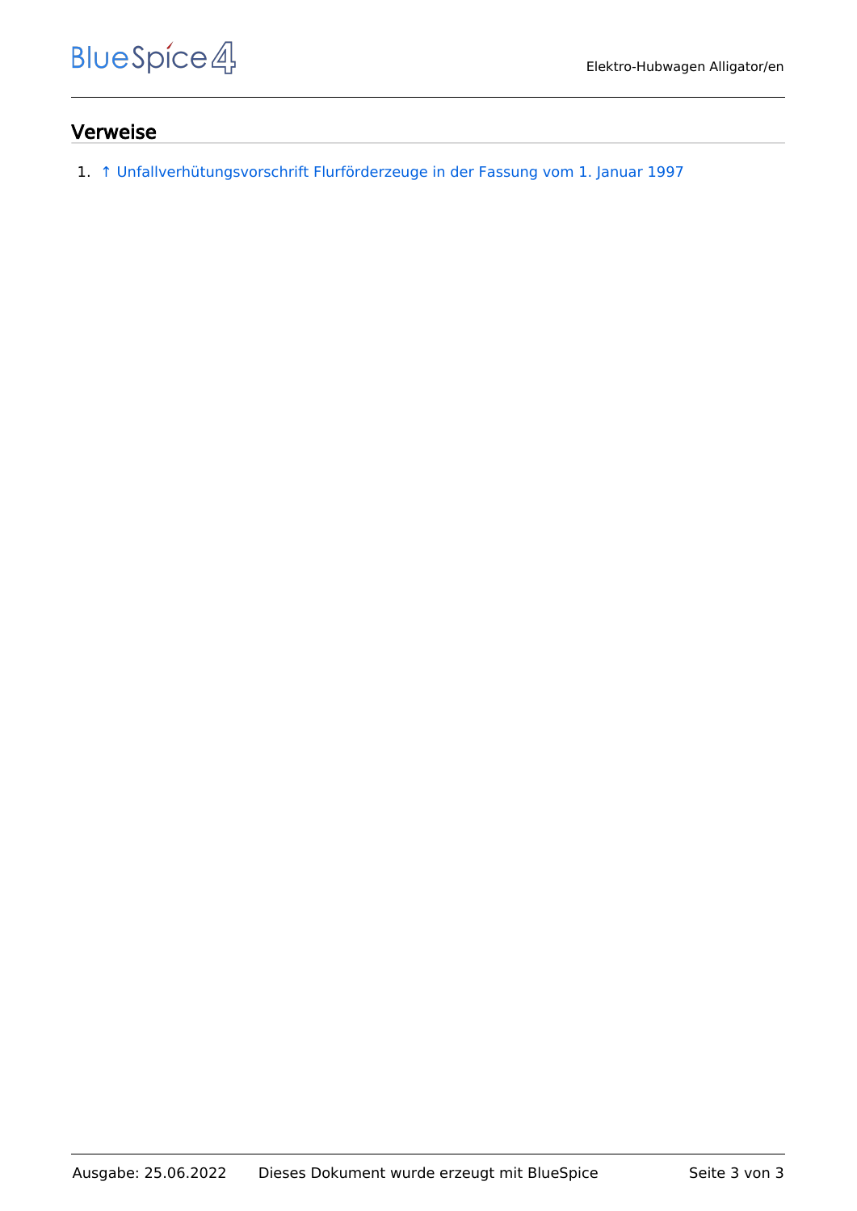## Verweise

1. ↑ Unfallverhütungsvorschrift Flurförderzeuge in der Fassung vom 1. Januar 1997